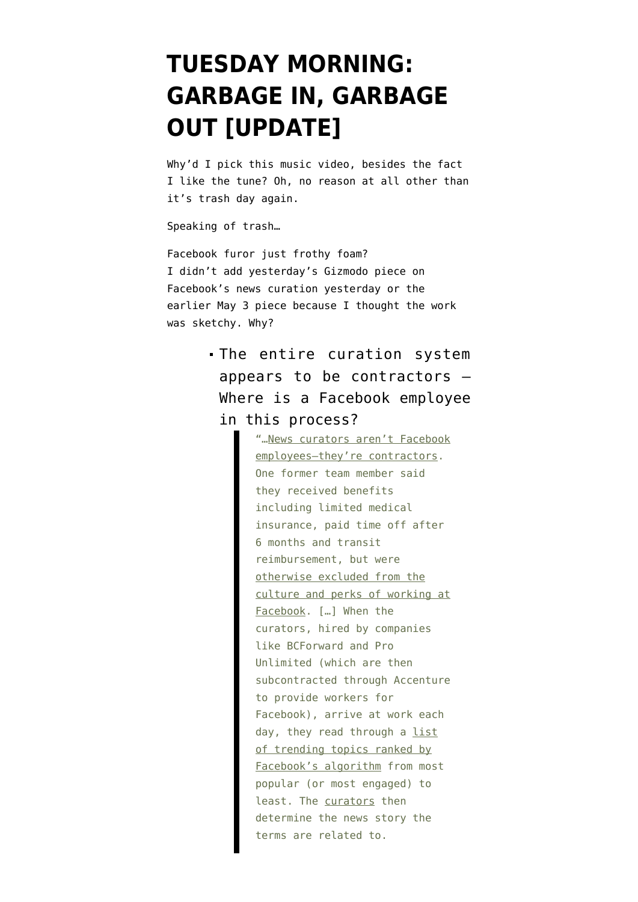# TUESDAY MORNING: GARBAGE IN, GARBAGE OUT [UPDATE]

Why'd I pick this music video, besides the fact I like the tune? Oh, no reason at all other than it's trash day again.

Speaking of trash…

Facebook furor just frothy foam?
I didn't add yesterday's Gizmodo piece on Facebook's news curation yesterday or the earlier May 3 piece because I thought the work was sketchy. Why?

- The entire curation system appears to be contractors — Where is a Facebook employee in this process?

  > "…News curators aren't Facebook employees—they're contractors. One former team member said they received benefits including limited medical insurance, paid time off after 6 months and transit reimbursement, but were otherwise excluded from the culture and perks of working at Facebook. […] When the curators, hired by companies like BCForward and Pro Unlimited (which are then subcontracted through Accenture to provide workers for Facebook), arrive at work each day, they read through a list of trending topics ranked by Facebook's algorithm from most popular (or most engaged) to least. The curators then determine the news story the terms are related to.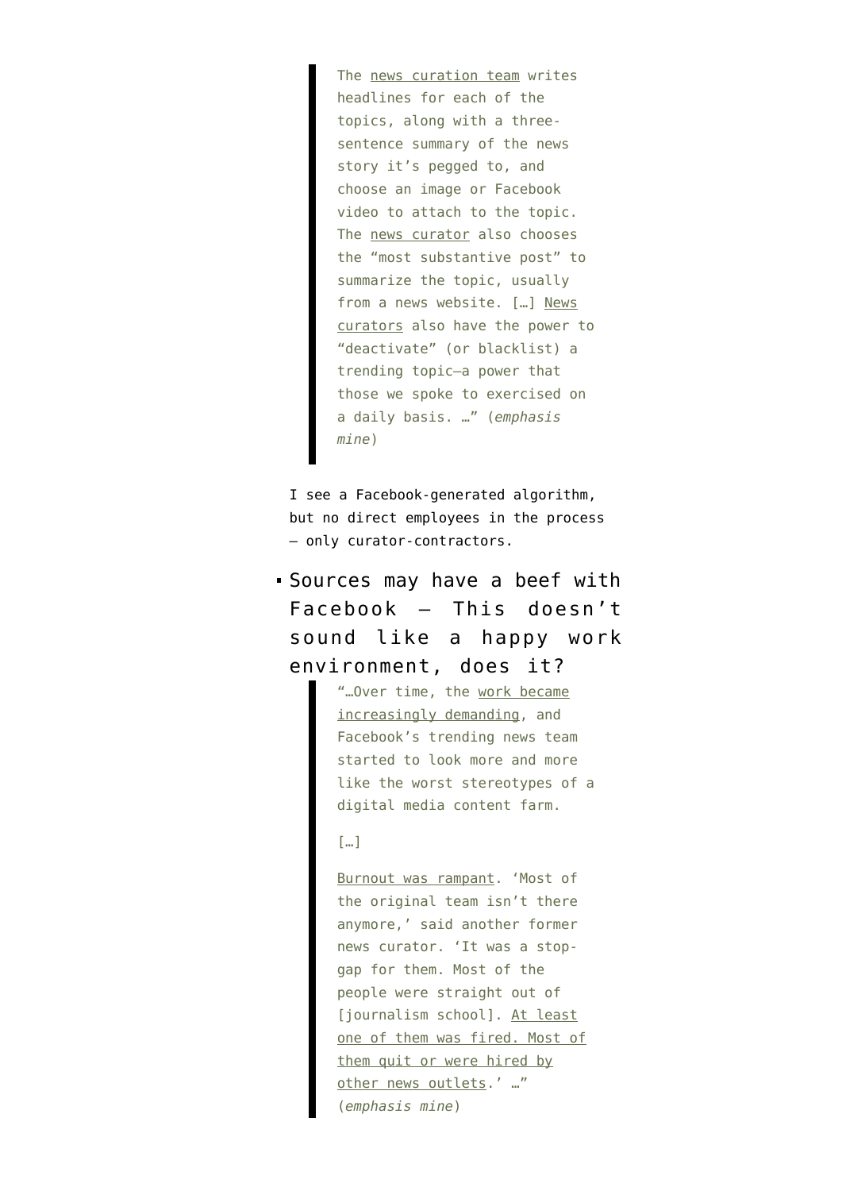> The news curation team writes headlines for each of the topics, along with a three-sentence summary of the news story it's pegged to, and choose an image or Facebook video to attach to the topic. The news curator also chooses the "most substantive post" to summarize the topic, usually from a news website. […] News curators also have the power to "deactivate" (or blacklist) a trending topic—a power that those we spoke to exercised on a daily basis. …" (*emphasis mine*)

I see a Facebook-generated algorithm, but no direct employees in the process — only curator-contractors.

- Sources may have a beef with Facebook — This doesn't sound like a happy work environment, does it?

  > "…Over time, the work became increasingly demanding, and Facebook's trending news team started to look more and more like the worst stereotypes of a digital media content farm.
  >
  > […]
  >
  > Burnout was rampant. 'Most of the original team isn't there anymore,' said another former news curator. 'It was a stop-gap for them. Most of the people were straight out of [journalism school]. At least one of them was fired. Most of them quit or were hired by other news outlets.' …" (*emphasis mine*)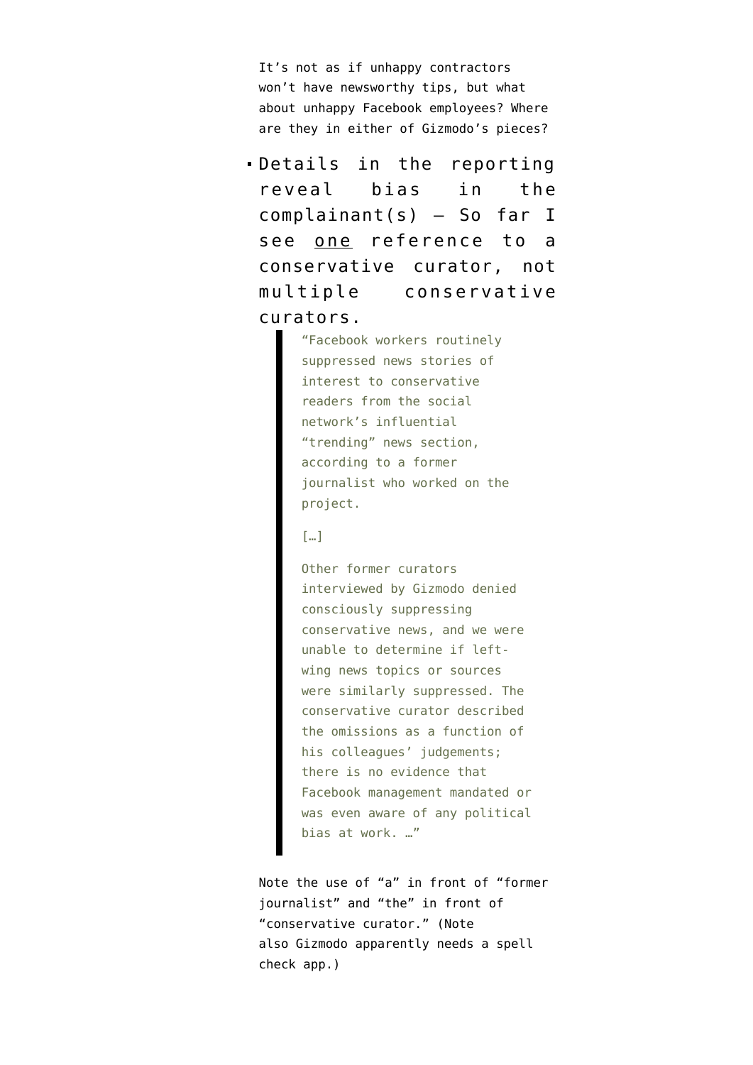It’s not as if unhappy contractors won’t have newsworthy tips, but what about unhappy Facebook employees? Where are they in either of Gizmodo’s pieces?

- Details in the reporting reveal bias in the complainant(s) — So far I see <u>one</u> reference to a conservative curator, not multiple conservative curators.

  > “Facebook workers routinely suppressed news stories of interest to conservative readers from the social network’s influential “trending” news section, according to a former journalist who worked on the project.
  >
  > […]
  >
  > Other former curators interviewed by Gizmodo denied consciously suppressing conservative news, and we were unable to determine if left-wing news topics or sources were similarly suppressed. The conservative curator described the omissions as a function of his colleagues’ judgements; there is no evidence that Facebook management mandated or was even aware of any political bias at work. …”

  Note the use of “a” in front of “former journalist” and “the” in front of “conservative curator.” (Note also Gizmodo apparently needs a spell check app.)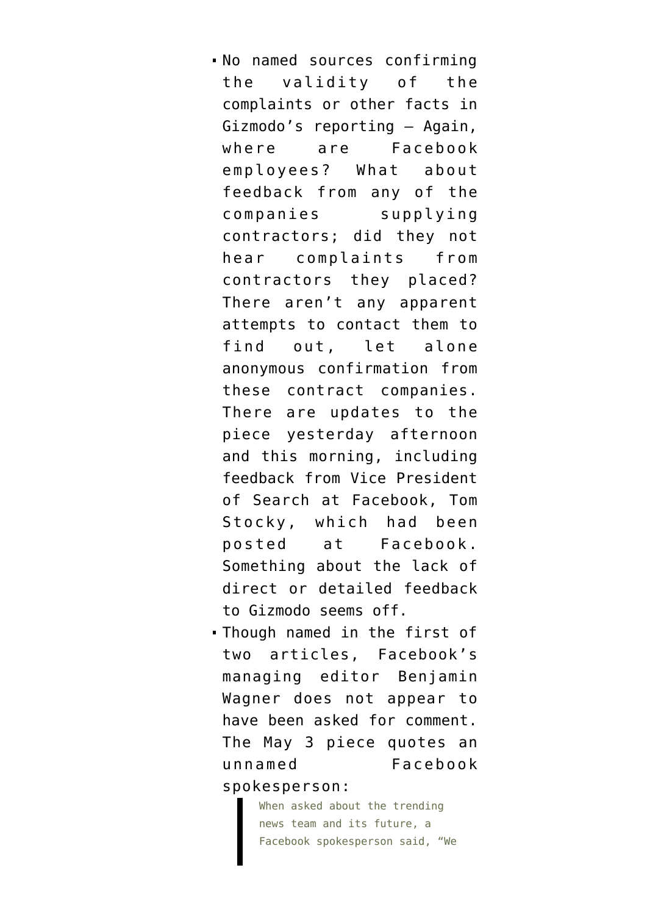- No named sources confirming the validity of the complaints or other facts in Gizmodo's reporting — Again, where are Facebook employees? What about feedback from any of the companies supplying contractors; did they not hear complaints from contractors they placed? There aren't any apparent attempts to contact them to find out, let alone anonymous confirmation from these contract companies. There are updates to the piece yesterday afternoon and this morning, including feedback from Vice President of Search at Facebook, Tom Stocky, which had been posted at Facebook. Something about the lack of direct or detailed feedback to Gizmodo seems off.
- Though named in the first of two articles, Facebook's managing editor Benjamin Wagner does not appear to have been asked for comment. The May 3 piece quotes an unnamed Facebook spokesperson:

  > When asked about the trending news team and its future, a Facebook spokesperson said, "We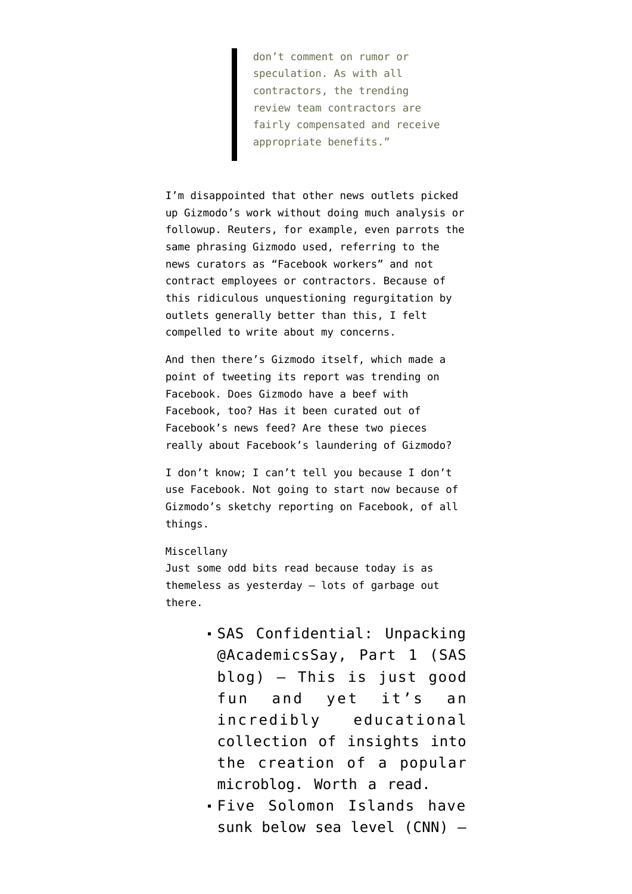> don't comment on rumor or speculation. As with all contractors, the trending review team contractors are fairly compensated and receive appropriate benefits."

I'm disappointed that other news outlets picked up Gizmodo's work without doing much analysis or followup. Reuters, for example, even parrots the same phrasing Gizmodo used, referring to the news curators as "Facebook workers" and not contract employees or contractors. Because of this ridiculous unquestioning regurgitation by outlets generally better than this, I felt compelled to write about my concerns.

And then there's Gizmodo itself, which made a point of tweeting its report was trending on Facebook. Does Gizmodo have a beef with Facebook, too? Has it been curated out of Facebook's news feed? Are these two pieces really about Facebook's laundering of Gizmodo?

I don't know; I can't tell you because I don't use Facebook. Not going to start now because of Gizmodo's sketchy reporting on Facebook, of all things.

Miscellany
Just some odd bits read because today is as themeless as yesterday — lots of garbage out there.

- SAS Confidential: Unpacking @AcademicsSay, Part 1 (SAS blog) — This is just good fun and yet it's an incredibly educational collection of insights into the creation of a popular microblog. Worth a read.
- Five Solomon Islands have sunk below sea level (CNN) —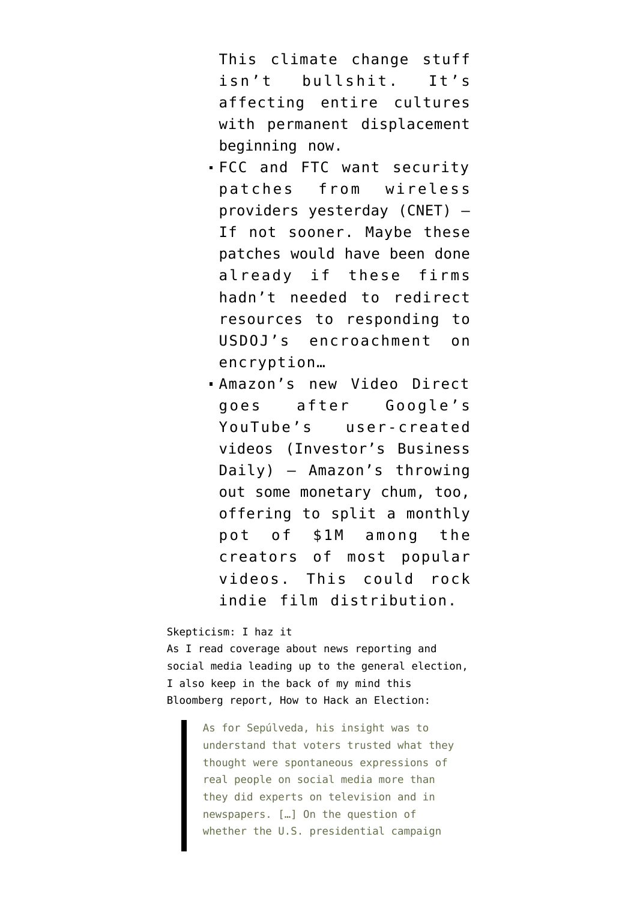This climate change stuff isn't bullshit. It's affecting entire cultures with permanent displacement beginning now.

- FCC and FTC want security patches from wireless providers yesterday (CNET) — If not sooner. Maybe these patches would have been done already if these firms hadn't needed to redirect resources to responding to USDOJ's encroachment on encryption…
- Amazon's new Video Direct goes after Google's YouTube's user-created videos (Investor's Business Daily) — Amazon's throwing out some monetary chum, too, offering to split a monthly pot of $1M among the creators of most popular videos. This could rock indie film distribution.

Skepticism: I haz it

As I read coverage about news reporting and social media leading up to the general election, I also keep in the back of my mind this Bloomberg report, How to Hack an Election:

> As for Sepúlveda, his insight was to understand that voters trusted what they thought were spontaneous expressions of real people on social media more than they did experts on television and in newspapers. […] On the question of whether the U.S. presidential campaign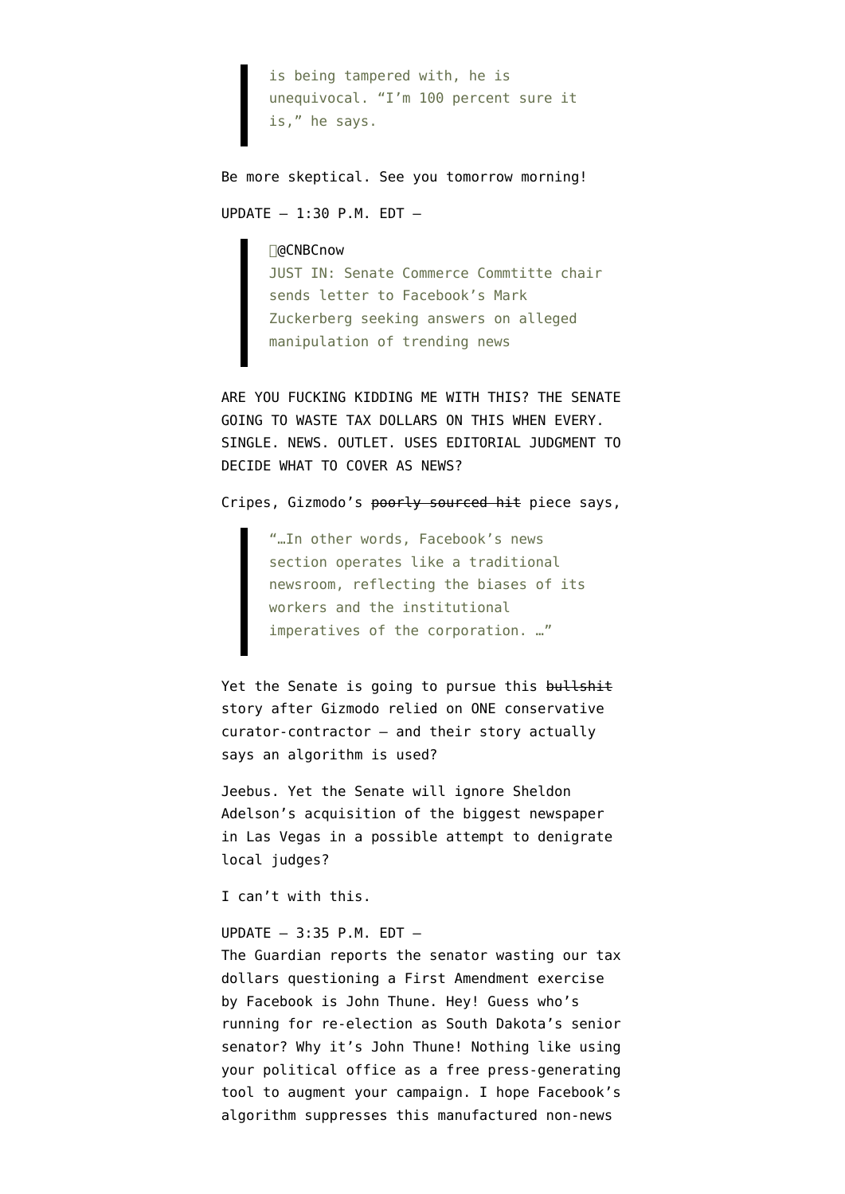> is being tampered with, he is unequivocal. “I’m 100 percent sure it is,” he says.

Be more skeptical. See you tomorrow morning!

UPDATE — 1:30 P.M. EDT —

> @CNBCnow
> JUST IN: Senate Commerce Commtitte chair sends letter to Facebook’s Mark Zuckerberg seeking answers on alleged manipulation of trending news

ARE YOU FUCKING KIDDING ME WITH THIS? THE SENATE GOING TO WASTE TAX DOLLARS ON THIS WHEN EVERY. SINGLE. NEWS. OUTLET. USES EDITORIAL JUDGMENT TO DECIDE WHAT TO COVER AS NEWS?

Cripes, Gizmodo’s ~~poorly sourced hit~~ piece says,

> “…In other words, Facebook’s news section operates like a traditional newsroom, reflecting the biases of its workers and the institutional imperatives of the corporation. …”

Yet the Senate is going to pursue this ~~bullshit~~ story after Gizmodo relied on ONE conservative curator-contractor — and their story actually says an algorithm is used?

Jeebus. Yet the Senate will ignore Sheldon Adelson’s acquisition of the biggest newspaper in Las Vegas in a possible attempt to denigrate local judges?

I can’t with this.

UPDATE — 3:35 P.M. EDT —
The Guardian reports the senator wasting our tax dollars questioning a First Amendment exercise by Facebook is John Thune. Hey! Guess who’s running for re-election as South Dakota’s senior senator? Why it’s John Thune! Nothing like using your political office as a free press-generating tool to augment your campaign. I hope Facebook’s algorithm suppresses this manufactured non-news